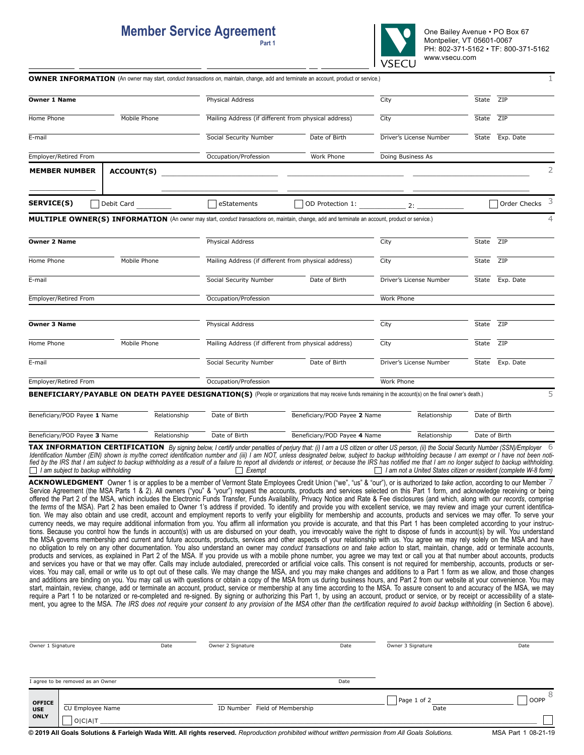# Member Service Agreement

Part 1

One Bailey Avenue • PO Box 67
Montpelier, VT 05601-0067
PH: 802-371-5162 • TF: 800-371-5162
www.vsecu.com

VSECU

## 1 OWNER INFORMATION

(An owner may start, *conduct transactions on*, maintain, change, add and terminate an account, product or service.)

| **Owner 1 Name** | | Physical Address | | City | State | ZIP |
|---|---|---|---|---|---|---|
| Home Phone | Mobile Phone | Mailing Address (if different from physical address) | | City | State | ZIP |
| E-mail | | Social Security Number | Date of Birth | Driver's License Number | State | Exp. Date |
| Employer/Retired From | | Occupation/Profession | Work Phone | Doing Business As | | |

## 2 MEMBER NUMBER / ACCOUNT(S)

| **MEMBER NUMBER** | **ACCOUNT(S)** |
|---|---|
| | |

## 3 SERVICE(S)

☐ Debit Card ☐ eStatements ☐ OD Protection 1: ______ 2: ______ ☐ Order Checks

## 4 MULTIPLE OWNER(S) INFORMATION

(An owner may start, *conduct transactions on*, maintain, change, add and terminate an account, product or service.)

| **Owner 2 Name** | | Physical Address | | City | State | ZIP |
|---|---|---|---|---|---|---|
| Home Phone | Mobile Phone | Mailing Address (if different from physical address) | | City | State | ZIP |
| E-mail | | Social Security Number | Date of Birth | Driver's License Number | State | Exp. Date |
| Employer/Retired From | | Occupation/Profession | | Work Phone | | |

| **Owner 3 Name** | | Physical Address | | City | State | ZIP |
|---|---|---|---|---|---|---|
| Home Phone | Mobile Phone | Mailing Address (if different from physical address) | | City | State | ZIP |
| E-mail | | Social Security Number | Date of Birth | Driver's License Number | State | Exp. Date |
| Employer/Retired From | | Occupation/Profession | | Work Phone | | |

## 5 BENEFICIARY/PAYABLE ON DEATH PAYEE DESIGNATION(S)

(People or organizations that may receive funds remaining in the account(s) on the final owner's death.)

| Beneficiary/POD Payee **1** Name | Relationship | Date of Birth | Beneficiary/POD Payee **2** Name | Relationship | Date of Birth |
|---|---|---|---|---|---|
| Beneficiary/POD Payee **3** Name | Relationship | Date of Birth | Beneficiary/POD Payee **4** Name | Relationship | Date of Birth |

## 6 TAX INFORMATION CERTIFICATION

*By signing below, I certify under penalties of perjury that: (i) I am a US citizen or other US person, (ii) the Social Security Number (SSN)/Employer Identification Number (EIN) shown is my/the correct identification number and (iii) I am NOT, unless designated below, subject to backup withholding because I am exempt or I have not been notified by the IRS that I am subject to backup withholding as a result of a failure to report all dividends or interest, or because the IRS has notified me that I am no longer subject to backup withholding.*

☐ *I am subject to backup withholding* ☐ *Exempt* ☐ *I am not a United States citizen or resident (complete W-8 form)*

## 7 ACKNOWLEDGMENT

Owner 1 is or applies to be a member of Vermont State Employees Credit Union ("we", "us" & "our"), or is authorized to *take action*, according to our Member Service Agreement (the MSA Parts 1 & 2). All owners ("you" & "your") request the accounts, products and services selected on this Part 1 form, and acknowledge receiving or being offered the Part 2 of the MSA, which includes the Electronic Funds Transfer, Funds Availability, Privacy Notice and Rate & Fee disclosures (and which, along with *our records*, comprise the *terms* of the MSA). Part 2 has been emailed to Owner 1's address if provided. To identify and provide you with excellent service, we may review and image your current identification. We may also obtain and use credit, account and employment reports to verify your eligibility for membership and accounts, products and services we may offer. To serve your currency needs, we may require additional information from you. You affirm all information you provide is accurate, and that this Part 1 has been completed according to our instructions. Because you control how the funds in account(s) with us are disbursed on your death, you irrevocably waive the right to dispose of funds in account(s) by will. You understand the MSA governs membership and current and future accounts, products, services and other aspects of your relationship with us. You agree we may rely solely on the MSA and have no obligation to rely on any other documentation. You also understand an owner may *conduct transactions on* and *take action* to start, maintain, change, add or terminate accounts, products and services, as explained in Part 2 of the MSA. If you provide us with a mobile phone number, you agree we may text or call you at that number about accounts, products and services you have or that we may offer. Calls may include autodialed, prerecorded or artificial voice calls. This consent is not required for membership, accounts, products or services. You may call, email or write us to opt out of these calls. We may change the MSA, and you may make changes and additions to a Part 1 form as we allow, and those changes and additions are binding on you. You may call us with questions or obtain a copy of the MSA from us during business hours, and Part 2 from our website at your convenience. You may start, maintain, review, change, add or terminate an account, product, service or membership at any time according to the MSA. To assure consent to and accuracy of the MSA, we may require a Part 1 to be notarized or re-completed and re-signed. By signing or authorizing this Part 1, by using an account, product or service, or by receipt or accessibility of a statement, you agree to the MSA. *The IRS does not require your consent to any provision of the MSA other than the certification required to avoid backup withholding* (in Section 6 above).

| Owner 1 Signature | Date | Owner 2 Signature | Date | Owner 3 Signature | Date |
|---|---|---|---|---|---|

| I agree to be removed as an Owner | Date |
|---|---|

## 8 OFFICE USE ONLY

| CU Employee Name | ID Number | Field of Membership | ☐ Page 1 of 2 | Date | ☐ OOPP |
|---|---|---|---|---|---|
| ☐ O\|C\|A\|T | | | | | ☐ |

**© 2019 All Goals Solutions & Farleigh Wada Witt. All rights reserved.** *Reproduction prohibited without written permission from All Goals Solutions.* MSA Part 1 08-21-19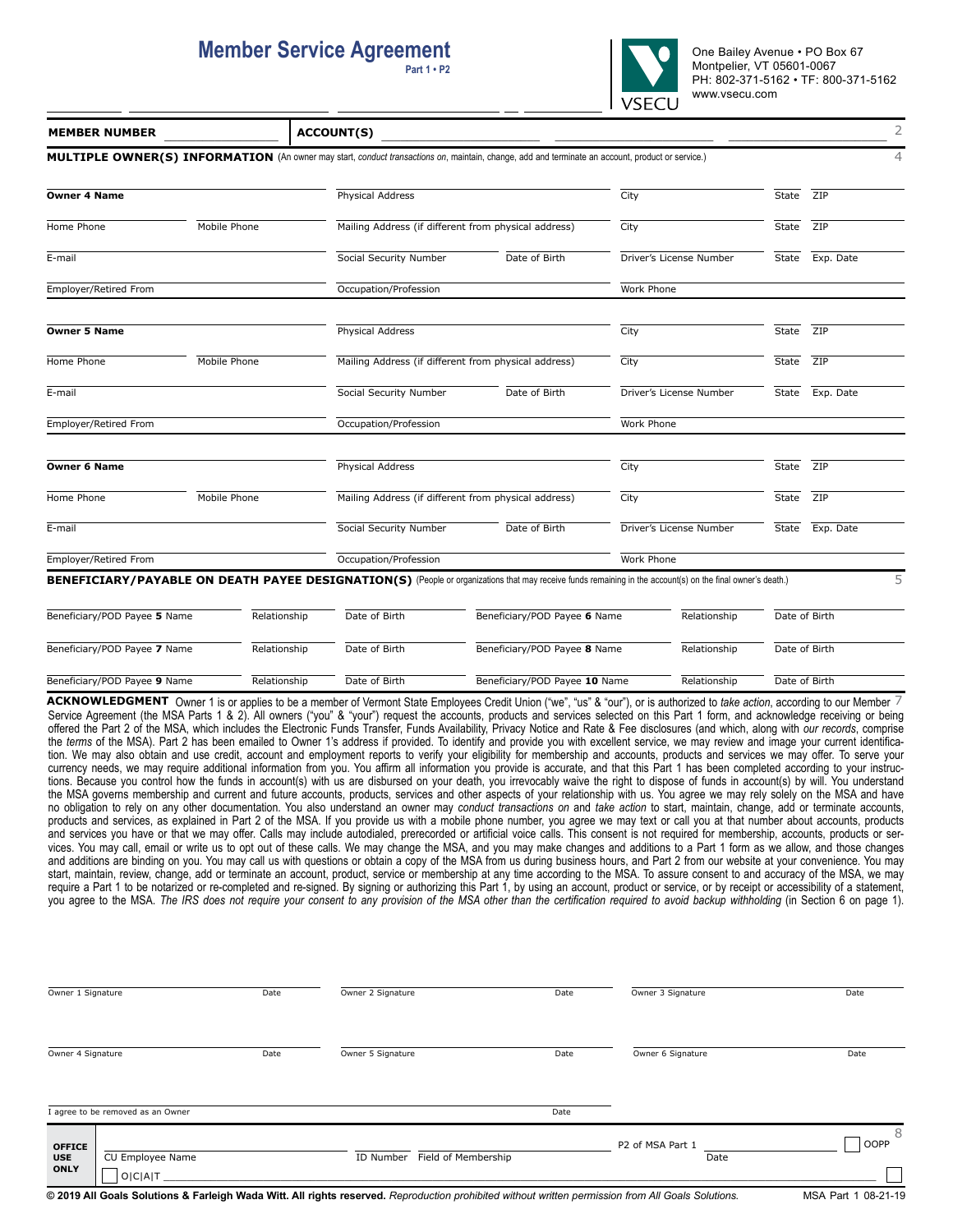# Member Service Agreement

Part 1 • P2

One Bailey Avenue • PO Box 67
Montpelier, VT 05601-0067
PH: 802-371-5162 • TF: 800-371-5162
www.vsecu.com

VSECU

**MEMBER NUMBER** | **ACCOUNT(S)** 2

**MULTIPLE OWNER(S) INFORMATION** (An owner may start, *conduct transactions on*, maintain, change, add and terminate an account, product or service.) 4

| | | | | | |
|---|---|---|---|---|---|
| **Owner 4 Name** | | Physical Address | | City | State ZIP |
| Home Phone | Mobile Phone | Mailing Address (if different from physical address) | | City | State ZIP |
| E-mail | | Social Security Number | Date of Birth | Driver's License Number | State Exp. Date |
| Employer/Retired From | | Occupation/Profession | | Work Phone | |
| **Owner 5 Name** | | Physical Address | | City | State ZIP |
| Home Phone | Mobile Phone | Mailing Address (if different from physical address) | | City | State ZIP |
| E-mail | | Social Security Number | Date of Birth | Driver's License Number | State Exp. Date |
| Employer/Retired From | | Occupation/Profession | | Work Phone | |
| **Owner 6 Name** | | Physical Address | | City | State ZIP |
| Home Phone | Mobile Phone | Mailing Address (if different from physical address) | | City | State ZIP |
| E-mail | | Social Security Number | Date of Birth | Driver's License Number | State Exp. Date |
| Employer/Retired From | | Occupation/Profession | | Work Phone | |

**BENEFICIARY/PAYABLE ON DEATH PAYEE DESIGNATION(S)** (People or organizations that may receive funds remaining in the account(s) on the final owner's death.) 5

| | | | | | |
|---|---|---|---|---|---|
| Beneficiary/POD Payee **5** Name | Relationship | Date of Birth | Beneficiary/POD Payee **6** Name | Relationship | Date of Birth |
| Beneficiary/POD Payee **7** Name | Relationship | Date of Birth | Beneficiary/POD Payee **8** Name | Relationship | Date of Birth |
| Beneficiary/POD Payee **9** Name | Relationship | Date of Birth | Beneficiary/POD Payee **10** Name | Relationship | Date of Birth |

**ACKNOWLEDGMENT** Owner 1 is or applies to be a member of Vermont State Employees Credit Union ("we", "us" & "our"), or is authorized to *take action*, according to our Member Service Agreement (the MSA Parts 1 & 2). All owners ("you" & "your") request the accounts, products and services selected on this Part 1 form, and acknowledge receiving or being offered the Part 2 of the MSA, which includes the Electronic Funds Transfer, Funds Availability, Privacy Notice and Rate & Fee disclosures (and which, along with *our records*, comprise the *terms* of the MSA). Part 2 has been emailed to Owner 1's address if provided. To identify and provide you with excellent service, we may review and image your current identification. We may also obtain and use credit, account and employment reports to verify your eligibility for membership and accounts, products and services we may offer. To serve your currency needs, we may require additional information from you. You affirm all information you provide is accurate, and that this Part 1 has been completed according to your instructions. Because you control how the funds in account(s) with us are disbursed on your death, you irrevocably waive the right to dispose of funds in account(s) by will. You understand the MSA governs membership and current and future accounts, products, services and other aspects of your relationship with us. You agree we may rely solely on the MSA and have no obligation to rely on any other documentation. You also understand an owner may *conduct transactions on* and *take action* to start, maintain, change, add or terminate accounts, products and services, as explained in Part 2 of the MSA. If you provide us with a mobile phone number, you agree we may text or call you at that number about accounts, products and services you have or that we may offer. Calls may include autodialed, prerecorded or artificial voice calls. This consent is not required for membership, accounts, products or services. You may call, email or write us to opt out of these calls. We may change the MSA, and you may make changes and additions to a Part 1 form as we allow, and those changes and additions are binding on you. You may call us with questions or obtain a copy of the MSA from us during business hours, and Part 2 from our website at your convenience. You may start, maintain, review, change, add or terminate an account, product, service or membership at any time according to the MSA. To assure consent to and accuracy of the MSA, we may require a Part 1 to be notarized or re-completed and re-signed. By signing or authorizing this Part 1, by using an account, product or service, or by receipt or accessibility of a statement, you agree to the MSA. *The IRS does not require your consent to any provision of the MSA other than the certification required to avoid backup withholding* (in Section 6 on page 1). 7

| | | | | | |
|---|---|---|---|---|---|
| Owner 1 Signature | Date | Owner 2 Signature | Date | Owner 3 Signature | Date |
| Owner 4 Signature | Date | Owner 5 Signature | Date | Owner 6 Signature | Date |

I agree to be removed as an Owner ______ Date

**OFFICE USE ONLY** 8

CU Employee Name | ID Number | Field of Membership | P2 of MSA Part 1 ______ Date | ☐ OOPP

☐ O|C|A|T ☐

**© 2019 All Goals Solutions & Farleigh Wada Witt. All rights reserved.** *Reproduction prohibited without written permission from All Goals Solutions.* MSA Part 1 08-21-19